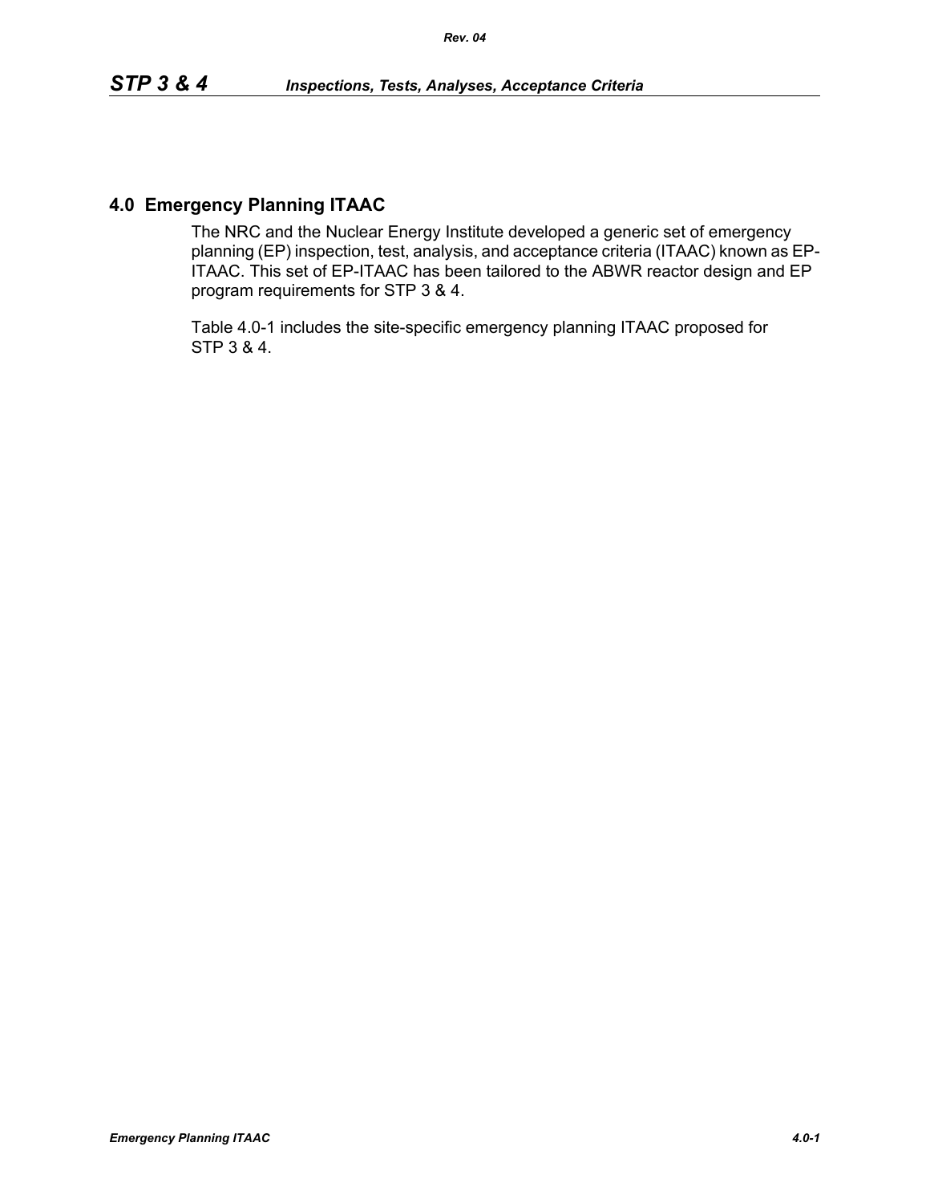## 4.0 Emergency Planning ITAAC

The NRC and the Nuclear Energy Institute developed a generic set of emergency planning (EP) inspection, test, analysis, and acceptance criteria (ITAAC) known as EP-ITAAC. This set of EP-ITAAC has been tailored to the ABWR reactor design and EP program requirements for STP 3 & 4.

Table 4.0-1 includes the site-specific emergency planning ITAAC proposed for STP 3 & 4.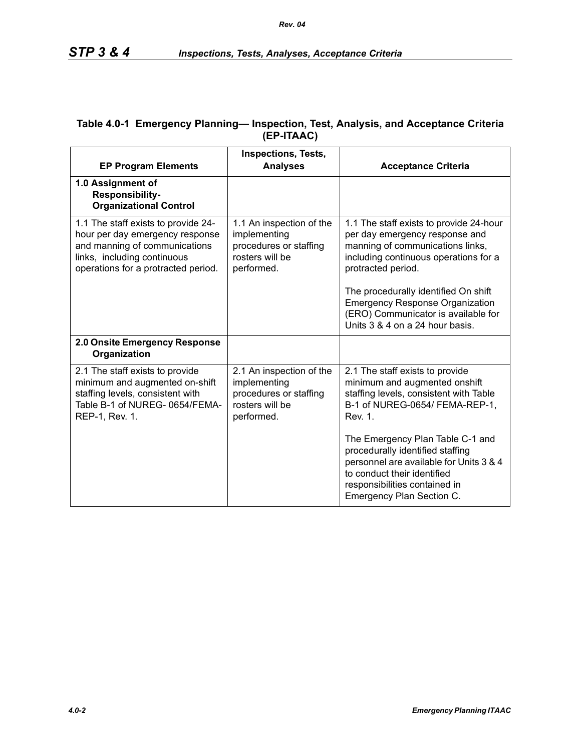**Table 4.0-1 Emergency Planning— Inspection, Test, Analysis, and Acceptance Criteria (EP-ITAAC)**

| EP Program Elements | Inspections, Tests, Analyses | Acceptance Criteria |
|---|---|---|
| **1.0 Assignment of Responsibility-Organizational Control** | | |
| 1.1 The staff exists to provide 24-hour per day emergency response and manning of communications links, including continuous operations for a protracted period. | 1.1 An inspection of the implementing procedures or staffing rosters will be performed. | 1.1 The staff exists to provide 24-hour per day emergency response and manning of communications links, including continuous operations for a protracted period.<br><br>The procedurally identified On shift Emergency Response Organization (ERO) Communicator is available for Units 3 & 4 on a 24 hour basis. |
| **2.0 Onsite Emergency Response Organization** | | |
| 2.1 The staff exists to provide minimum and augmented on-shift staffing levels, consistent with Table B-1 of NUREG- 0654/FEMA-REP-1, Rev. 1. | 2.1 An inspection of the implementing procedures or staffing rosters will be performed. | 2.1 The staff exists to provide minimum and augmented onshift staffing levels, consistent with Table B-1 of NUREG-0654/ FEMA-REP-1, Rev. 1.<br><br>The Emergency Plan Table C-1 and procedurally identified staffing personnel are available for Units 3 & 4 to conduct their identified responsibilities contained in Emergency Plan Section C. |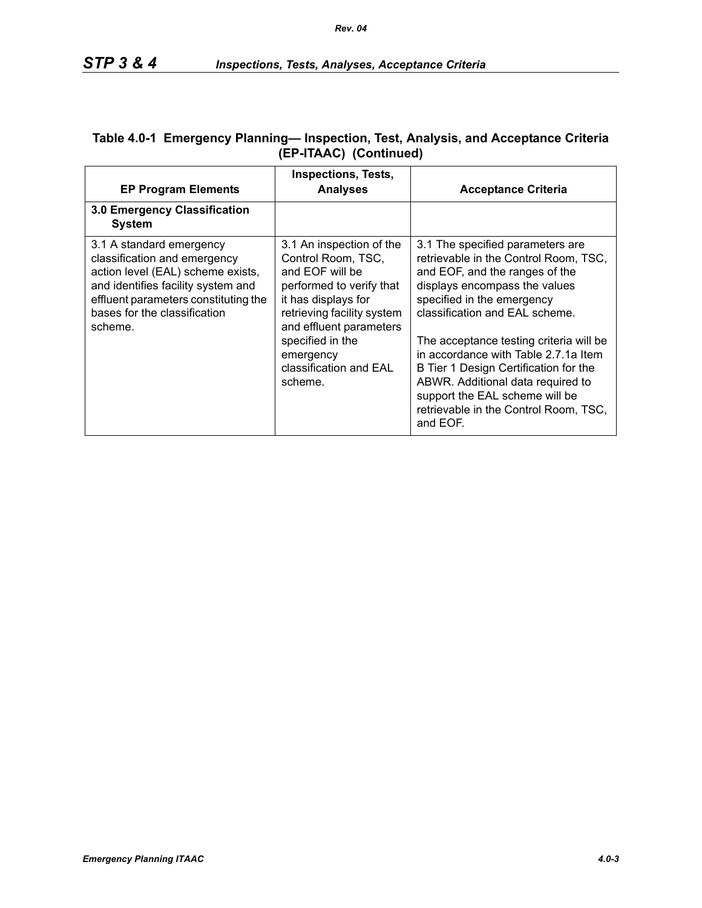**Table 4.0-1 Emergency Planning— Inspection, Test, Analysis, and Acceptance Criteria (EP-ITAAC) (Continued)**

| EP Program Elements | Inspections, Tests, Analyses | Acceptance Criteria |
|---|---|---|
| **3.0 Emergency Classification System** | | |
| 3.1 A standard emergency classification and emergency action level (EAL) scheme exists, and identifies facility system and effluent parameters constituting the bases for the classification scheme. | 3.1 An inspection of the Control Room, TSC, and EOF will be performed to verify that it has displays for retrieving facility system and effluent parameters specified in the emergency classification and EAL scheme. | 3.1 The specified parameters are retrievable in the Control Room, TSC, and EOF, and the ranges of the displays encompass the values specified in the emergency classification and EAL scheme.<br><br>The acceptance testing criteria will be in accordance with Table 2.7.1a Item B Tier 1 Design Certification for the ABWR. Additional data required to support the EAL scheme will be retrievable in the Control Room, TSC, and EOF. |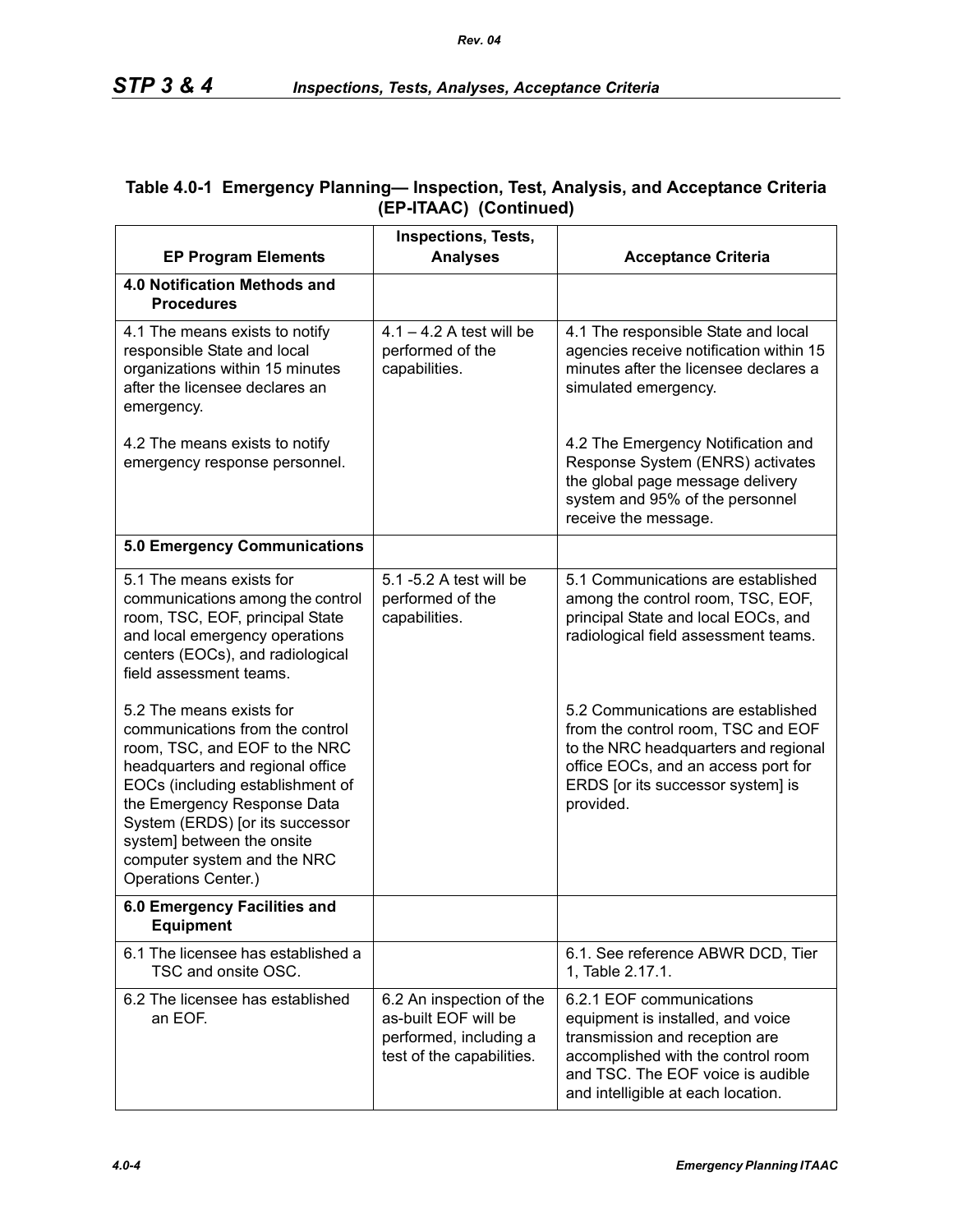**Table 4.0-1 Emergency Planning— Inspection, Test, Analysis, and Acceptance Criteria (EP-ITAAC) (Continued)**

| EP Program Elements | Inspections, Tests, Analyses | Acceptance Criteria |
|---|---|---|
| **4.0 Notification Methods and Procedures** | | |
| 4.1 The means exists to notify responsible State and local organizations within 15 minutes after the licensee declares an emergency.<br><br>4.2 The means exists to notify emergency response personnel. | 4.1 – 4.2 A test will be performed of the capabilities. | 4.1 The responsible State and local agencies receive notification within 15 minutes after the licensee declares a simulated emergency.<br><br>4.2 The Emergency Notification and Response System (ENRS) activates the global page message delivery system and 95% of the personnel receive the message. |
| **5.0 Emergency Communications** | | |
| 5.1 The means exists for communications among the control room, TSC, EOF, principal State and local emergency operations centers (EOCs), and radiological field assessment teams.<br><br>5.2 The means exists for communications from the control room, TSC, and EOF to the NRC headquarters and regional office EOCs (including establishment of the Emergency Response Data System (ERDS) [or its successor system] between the onsite computer system and the NRC Operations Center.) | 5.1 -5.2 A test will be performed of the capabilities. | 5.1 Communications are established among the control room, TSC, EOF, principal State and local EOCs, and radiological field assessment teams.<br><br>5.2 Communications are established from the control room, TSC and EOF to the NRC headquarters and regional office EOCs, and an access port for ERDS [or its successor system] is provided. |
| **6.0 Emergency Facilities and Equipment** | | |
| 6.1 The licensee has established a TSC and onsite OSC. | | 6.1. See reference ABWR DCD, Tier 1, Table 2.17.1. |
| 6.2 The licensee has established an EOF. | 6.2 An inspection of the as-built EOF will be performed, including a test of the capabilities. | 6.2.1 EOF communications equipment is installed, and voice transmission and reception are accomplished with the control room and TSC. The EOF voice is audible and intelligible at each location. |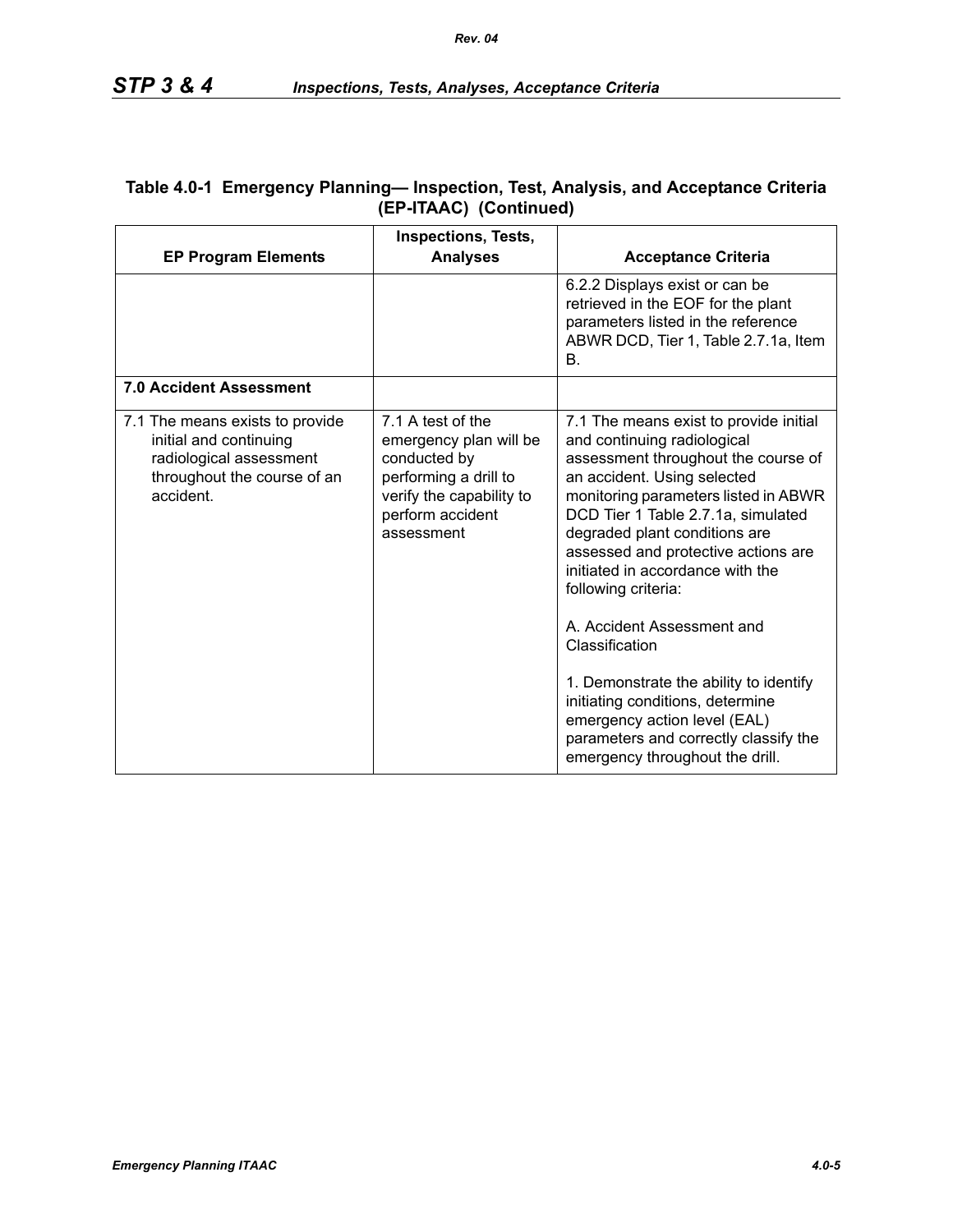**Table 4.0-1 Emergency Planning— Inspection, Test, Analysis, and Acceptance Criteria (EP-ITAAC) (Continued)**

| EP Program Elements | Inspections, Tests, Analyses | Acceptance Criteria |
|---|---|---|
| | | 6.2.2 Displays exist or can be retrieved in the EOF for the plant parameters listed in the reference ABWR DCD, Tier 1, Table 2.7.1a, Item B. |
| **7.0 Accident Assessment** | | |
| 7.1 The means exists to provide initial and continuing radiological assessment throughout the course of an accident. | 7.1 A test of the emergency plan will be conducted by performing a drill to verify the capability to perform accident assessment | 7.1 The means exist to provide initial and continuing radiological assessment throughout the course of an accident. Using selected monitoring parameters listed in ABWR DCD Tier 1 Table 2.7.1a, simulated degraded plant conditions are assessed and protective actions are initiated in accordance with the following criteria:<br><br>A. Accident Assessment and Classification<br><br>1. Demonstrate the ability to identify initiating conditions, determine emergency action level (EAL) parameters and correctly classify the emergency throughout the drill. |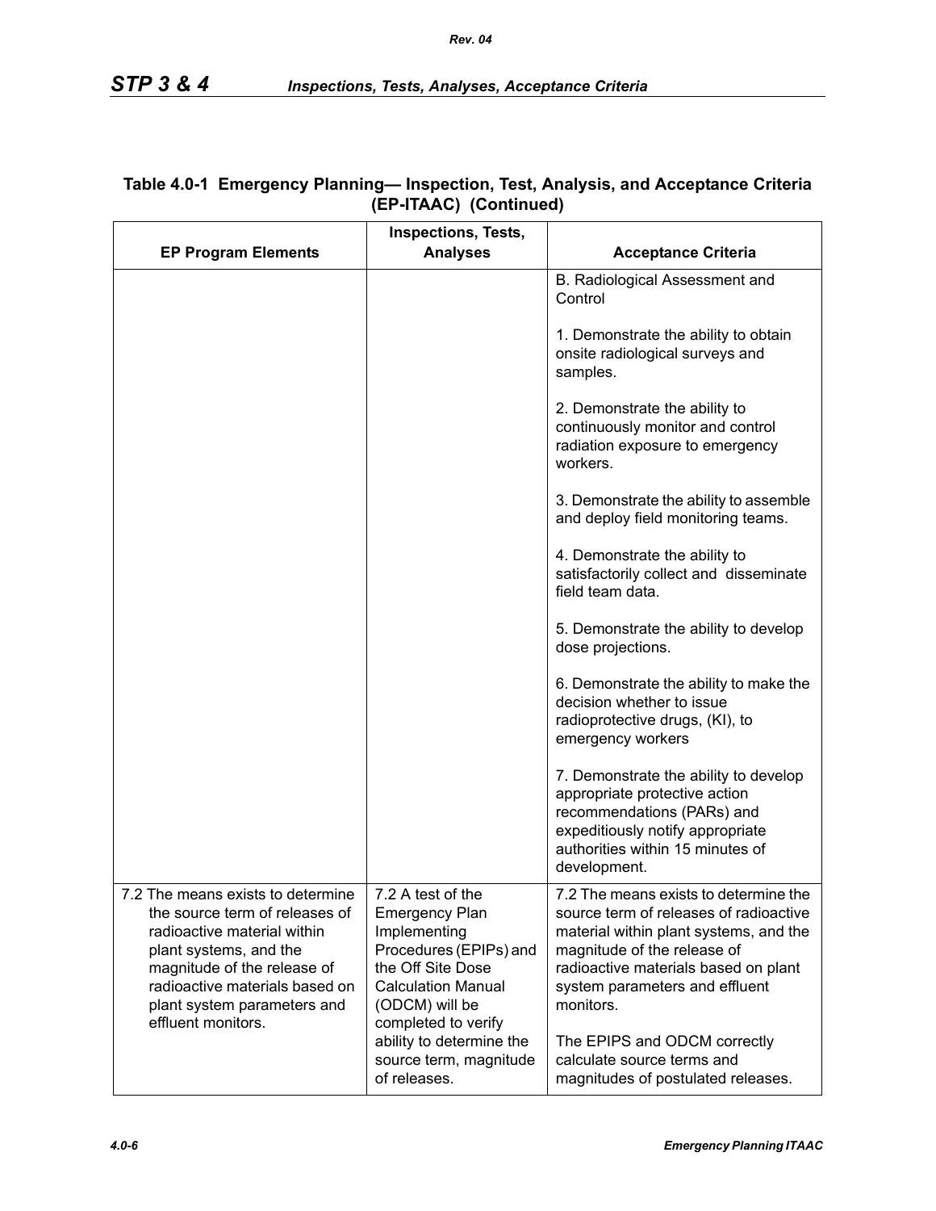**Table 4.0-1 Emergency Planning— Inspection, Test, Analysis, and Acceptance Criteria (EP-ITAAC) (Continued)**

| EP Program Elements | Inspections, Tests, Analyses | Acceptance Criteria |
|---|---|---|
| | | B. Radiological Assessment and Control<br><br>1. Demonstrate the ability to obtain onsite radiological surveys and samples.<br><br>2. Demonstrate the ability to continuously monitor and control radiation exposure to emergency workers.<br><br>3. Demonstrate the ability to assemble and deploy field monitoring teams.<br><br>4. Demonstrate the ability to satisfactorily collect and disseminate field team data.<br><br>5. Demonstrate the ability to develop dose projections.<br><br>6. Demonstrate the ability to make the decision whether to issue radioprotective drugs, (KI), to emergency workers<br><br>7. Demonstrate the ability to develop appropriate protective action recommendations (PARs) and expeditiously notify appropriate authorities within 15 minutes of development. |
| 7.2 The means exists to determine the source term of releases of radioactive material within plant systems, and the magnitude of the release of radioactive materials based on plant system parameters and effluent monitors. | 7.2 A test of the Emergency Plan Implementing Procedures (EPIPs) and the Off Site Dose Calculation Manual (ODCM) will be completed to verify ability to determine the source term, magnitude of releases. | 7.2 The means exists to determine the source term of releases of radioactive material within plant systems, and the magnitude of the release of radioactive materials based on plant system parameters and effluent monitors.<br><br>The EPIPS and ODCM correctly calculate source terms and magnitudes of postulated releases. |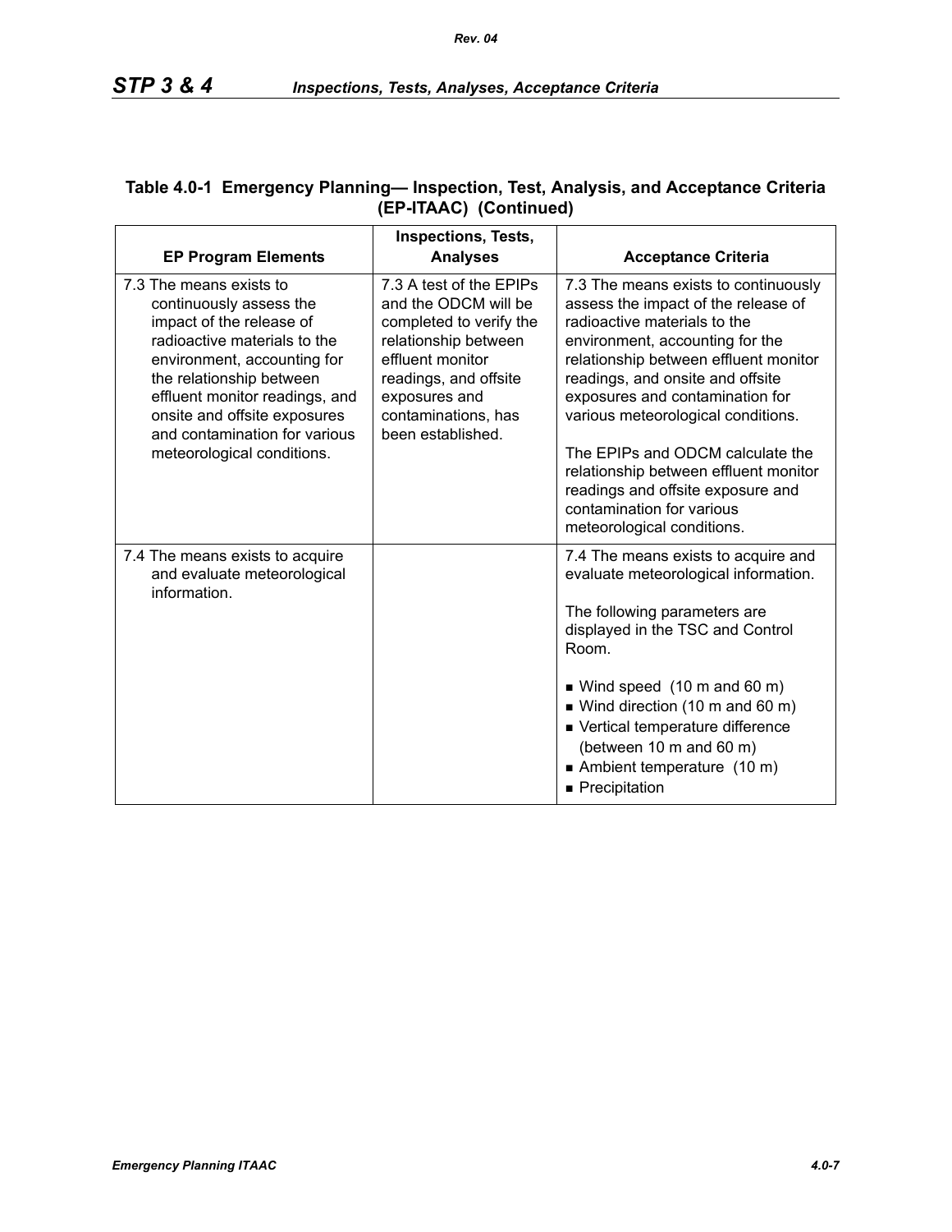**Table 4.0-1 Emergency Planning— Inspection, Test, Analysis, and Acceptance Criteria (EP-ITAAC) (Continued)**

| EP Program Elements | Inspections, Tests, Analyses | Acceptance Criteria |
|---|---|---|
| 7.3 The means exists to continuously assess the impact of the release of radioactive materials to the environment, accounting for the relationship between effluent monitor readings, and onsite and offsite exposures and contamination for various meteorological conditions. | 7.3 A test of the EPIPs and the ODCM will be completed to verify the relationship between effluent monitor readings, and offsite exposures and contaminations, has been established. | 7.3 The means exists to continuously assess the impact of the release of radioactive materials to the environment, accounting for the relationship between effluent monitor readings, and onsite and offsite exposures and contamination for various meteorological conditions.<br><br>The EPIPs and ODCM calculate the relationship between effluent monitor readings and offsite exposure and contamination for various meteorological conditions. |
| 7.4 The means exists to acquire and evaluate meteorological information. | | 7.4 The means exists to acquire and evaluate meteorological information.<br><br>The following parameters are displayed in the TSC and Control Room.<br><br>■ Wind speed (10 m and 60 m)<br>■ Wind direction (10 m and 60 m)<br>■ Vertical temperature difference (between 10 m and 60 m)<br>■ Ambient temperature (10 m)<br>■ Precipitation |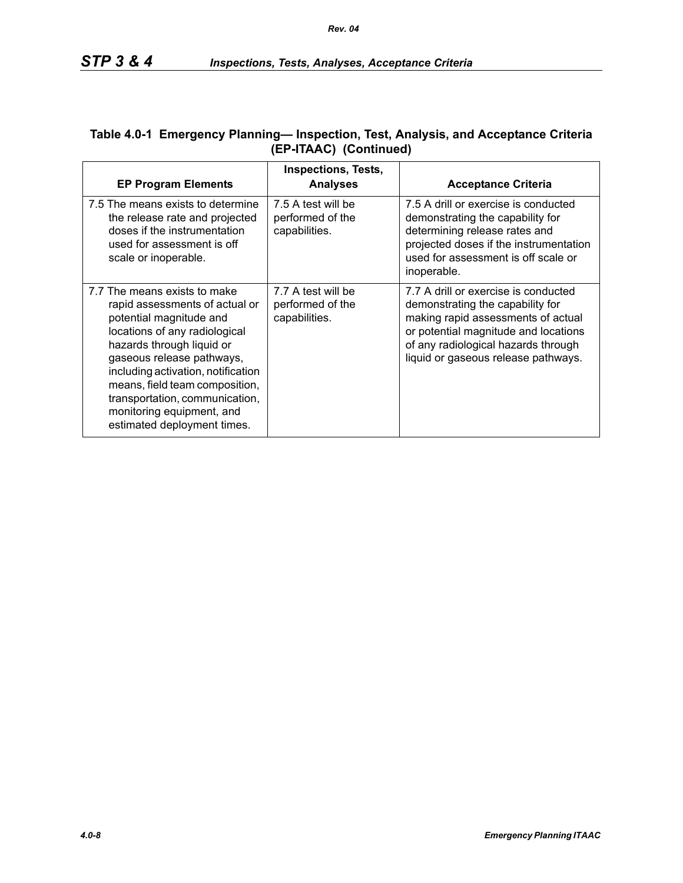**Table 4.0-1 Emergency Planning— Inspection, Test, Analysis, and Acceptance Criteria (EP-ITAAC) (Continued)**

| EP Program Elements | Inspections, Tests, Analyses | Acceptance Criteria |
|---|---|---|
| 7.5 The means exists to determine the release rate and projected doses if the instrumentation used for assessment is off scale or inoperable. | 7.5 A test will be performed of the capabilities. | 7.5 A drill or exercise is conducted demonstrating the capability for determining release rates and projected doses if the instrumentation used for assessment is off scale or inoperable. |
| 7.7 The means exists to make rapid assessments of actual or potential magnitude and locations of any radiological hazards through liquid or gaseous release pathways, including activation, notification means, field team composition, transportation, communication, monitoring equipment, and estimated deployment times. | 7.7 A test will be performed of the capabilities. | 7.7 A drill or exercise is conducted demonstrating the capability for making rapid assessments of actual or potential magnitude and locations of any radiological hazards through liquid or gaseous release pathways. |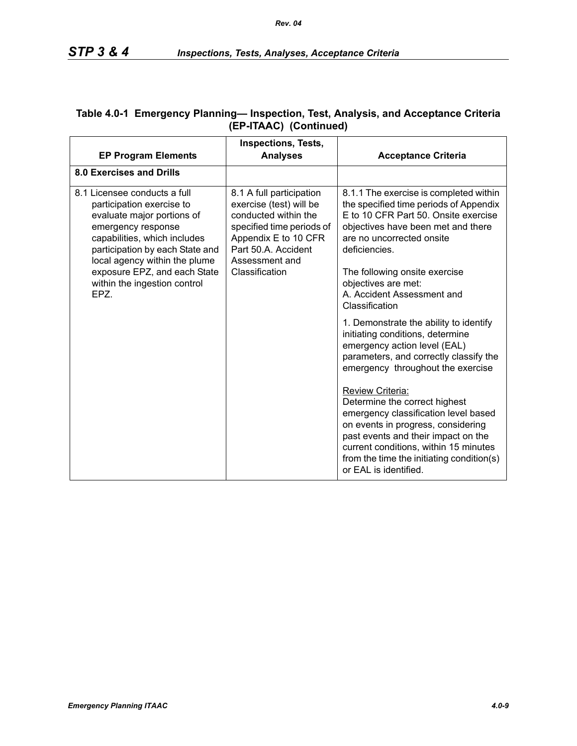**Table 4.0-1 Emergency Planning— Inspection, Test, Analysis, and Acceptance Criteria (EP-ITAAC) (Continued)**

| EP Program Elements | Inspections, Tests, Analyses | Acceptance Criteria |
|---|---|---|
| **8.0 Exercises and Drills** | | |
| 8.1 Licensee conducts a full participation exercise to evaluate major portions of emergency response capabilities, which includes participation by each State and local agency within the plume exposure EPZ, and each State within the ingestion control EPZ. | 8.1 A full participation exercise (test) will be conducted within the specified time periods of Appendix E to 10 CFR Part 50.A. Accident Assessment and Classification | 8.1.1 The exercise is completed within the specified time periods of Appendix E to 10 CFR Part 50. Onsite exercise objectives have been met and there are no uncorrected onsite deficiencies.<br><br>The following onsite exercise objectives are met:<br>A. Accident Assessment and Classification<br><br>1. Demonstrate the ability to identify initiating conditions, determine emergency action level (EAL) parameters, and correctly classify the emergency throughout the exercise<br><br>Review Criteria:<br>Determine the correct highest emergency classification level based on events in progress, considering past events and their impact on the current conditions, within 15 minutes from the time the initiating condition(s) or EAL is identified. |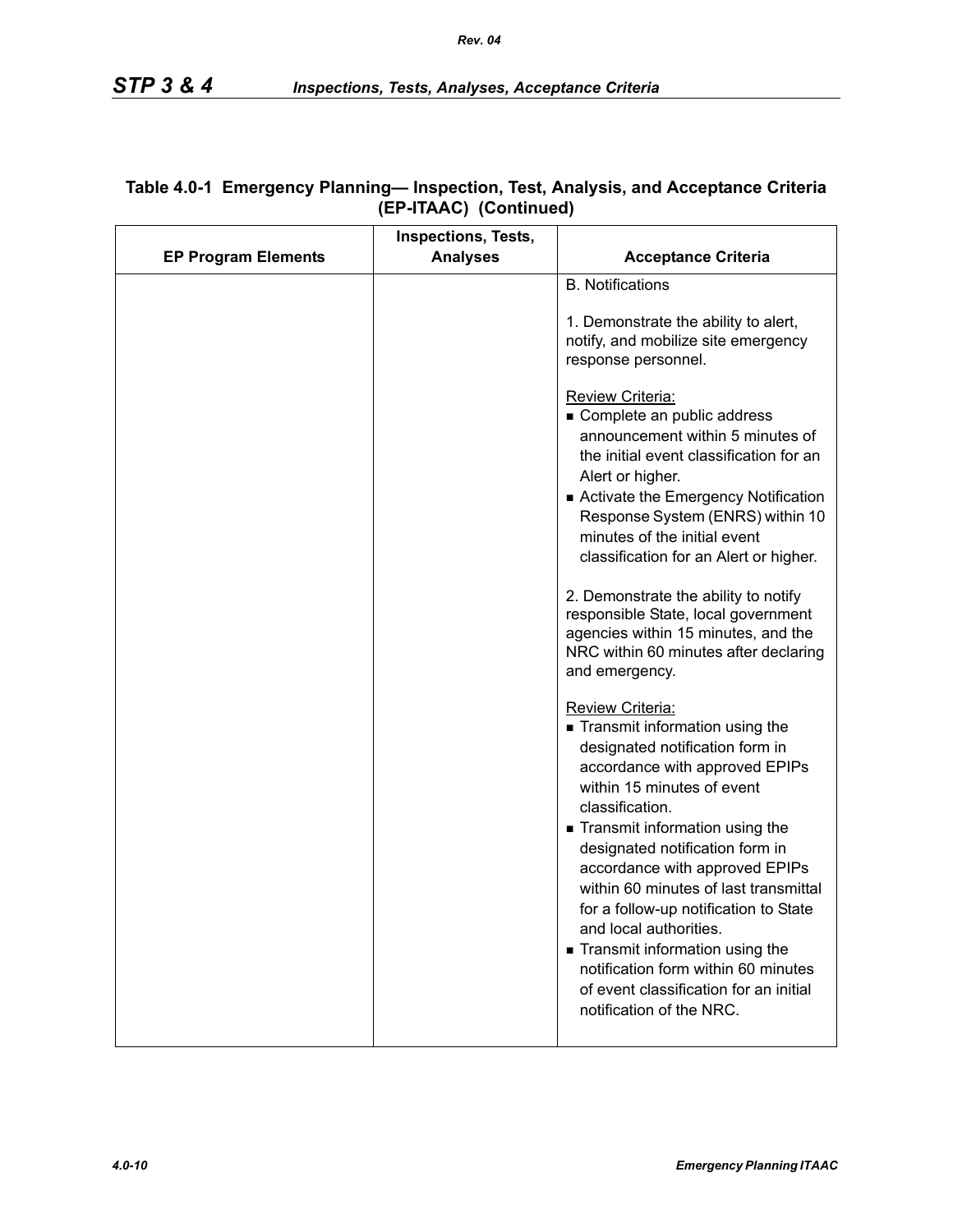**Table 4.0-1 Emergency Planning— Inspection, Test, Analysis, and Acceptance Criteria (EP-ITAAC) (Continued)**

| EP Program Elements | Inspections, Tests, Analyses | Acceptance Criteria |
|---|---|---|
| | | B. Notifications<br><br>1. Demonstrate the ability to alert, notify, and mobilize site emergency response personnel.<br><br>Review Criteria:<br>■ Complete an public address announcement within 5 minutes of the initial event classification for an Alert or higher.<br>■ Activate the Emergency Notification Response System (ENRS) within 10 minutes of the initial event classification for an Alert or higher.<br><br>2. Demonstrate the ability to notify responsible State, local government agencies within 15 minutes, and the NRC within 60 minutes after declaring and emergency.<br><br>Review Criteria:<br>■ Transmit information using the designated notification form in accordance with approved EPIPs within 15 minutes of event classification.<br>■ Transmit information using the designated notification form in accordance with approved EPIPs within 60 minutes of last transmittal for a follow-up notification to State and local authorities.<br>■ Transmit information using the notification form within 60 minutes of event classification for an initial notification of the NRC. |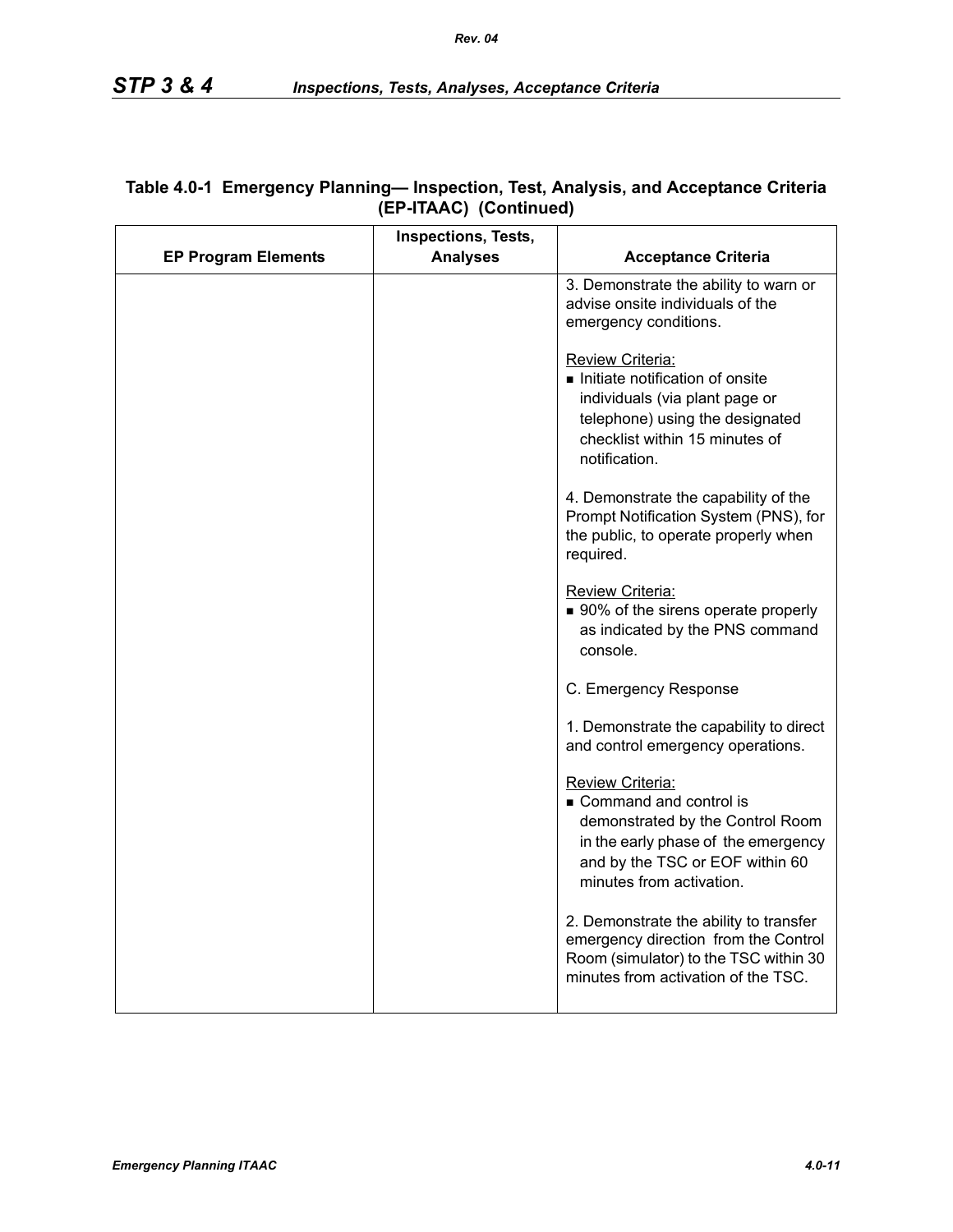**Table 4.0-1 Emergency Planning— Inspection, Test, Analysis, and Acceptance Criteria (EP-ITAAC) (Continued)**

| EP Program Elements | Inspections, Tests, Analyses | Acceptance Criteria |
|---|---|---|
| | | 3. Demonstrate the ability to warn or advise onsite individuals of the emergency conditions.<br><br>Review Criteria:<br>■ Initiate notification of onsite individuals (via plant page or telephone) using the designated checklist within 15 minutes of notification.<br><br>4. Demonstrate the capability of the Prompt Notification System (PNS), for the public, to operate properly when required.<br><br>Review Criteria:<br>■ 90% of the sirens operate properly as indicated by the PNS command console.<br><br>C. Emergency Response<br><br>1. Demonstrate the capability to direct and control emergency operations.<br><br>Review Criteria:<br>■ Command and control is demonstrated by the Control Room in the early phase of the emergency and by the TSC or EOF within 60 minutes from activation.<br><br>2. Demonstrate the ability to transfer emergency direction from the Control Room (simulator) to the TSC within 30 minutes from activation of the TSC. |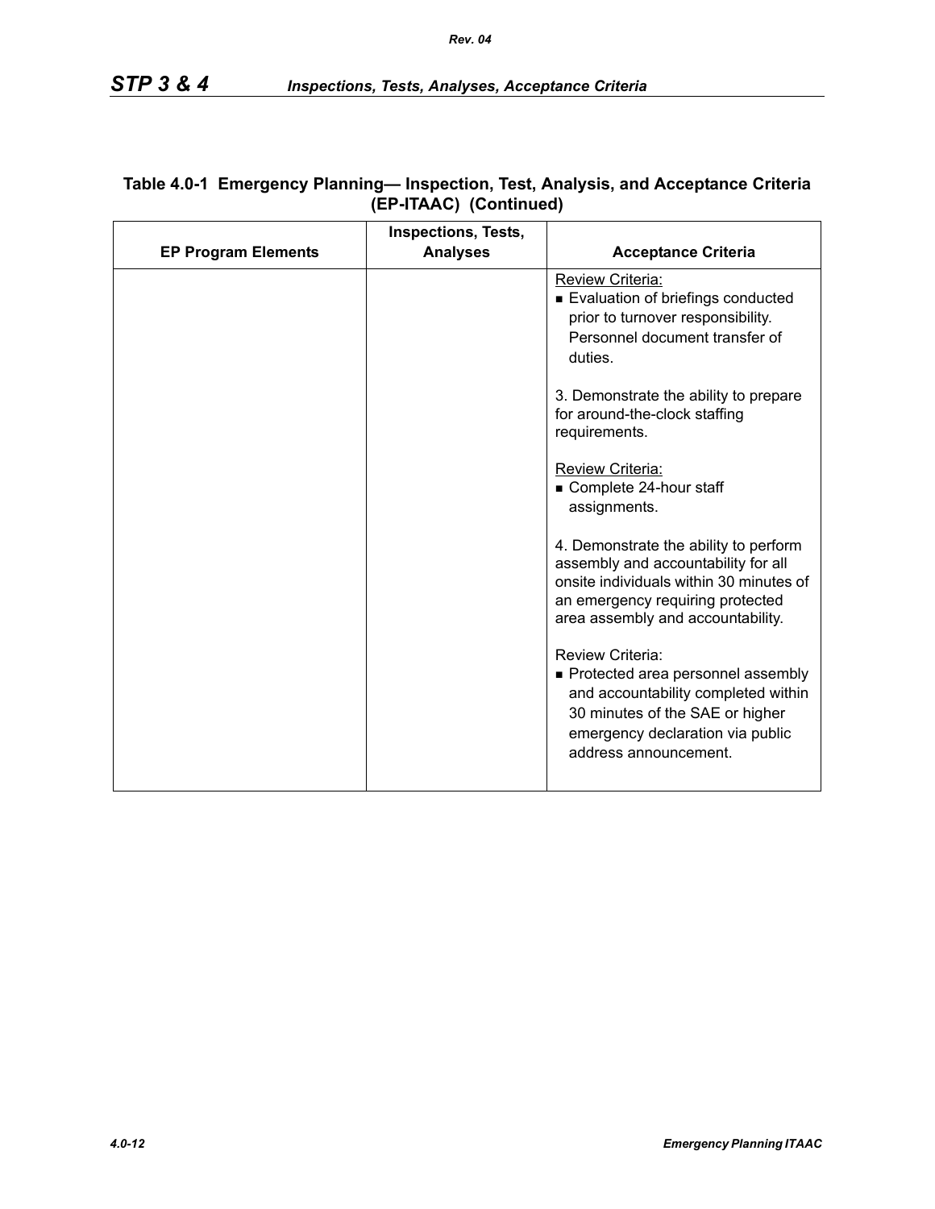**Table 4.0-1 Emergency Planning— Inspection, Test, Analysis, and Acceptance Criteria (EP-ITAAC) (Continued)**

| EP Program Elements | Inspections, Tests, Analyses | Acceptance Criteria |
|---|---|---|
| | | Review Criteria:<br>■ Evaluation of briefings conducted prior to turnover responsibility. Personnel document transfer of duties.<br><br>3. Demonstrate the ability to prepare for around-the-clock staffing requirements.<br><br>Review Criteria:<br>■ Complete 24-hour staff assignments.<br><br>4. Demonstrate the ability to perform assembly and accountability for all onsite individuals within 30 minutes of an emergency requiring protected area assembly and accountability.<br><br>Review Criteria:<br>■ Protected area personnel assembly and accountability completed within 30 minutes of the SAE or higher emergency declaration via public address announcement. |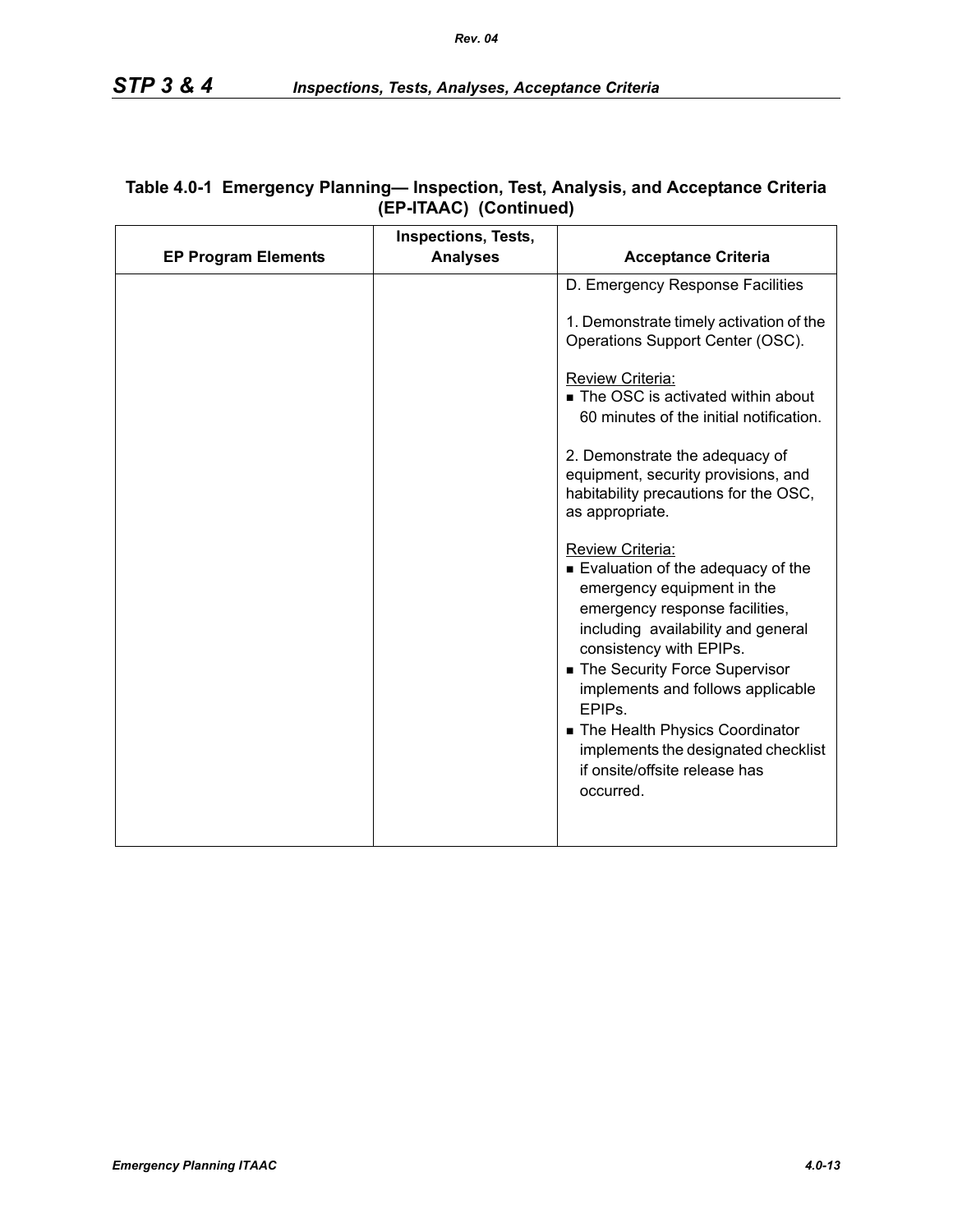**Table 4.0-1 Emergency Planning— Inspection, Test, Analysis, and Acceptance Criteria (EP-ITAAC) (Continued)**

| EP Program Elements | Inspections, Tests, Analyses | Acceptance Criteria |
|---|---|---|
| | | D. Emergency Response Facilities<br><br>1. Demonstrate timely activation of the Operations Support Center (OSC).<br><br>Review Criteria:<br>■ The OSC is activated within about 60 minutes of the initial notification.<br><br>2. Demonstrate the adequacy of equipment, security provisions, and habitability precautions for the OSC, as appropriate.<br><br>Review Criteria:<br>■ Evaluation of the adequacy of the emergency equipment in the emergency response facilities, including availability and general consistency with EPIPs.<br>■ The Security Force Supervisor implements and follows applicable EPIPs.<br>■ The Health Physics Coordinator implements the designated checklist if onsite/offsite release has occurred. |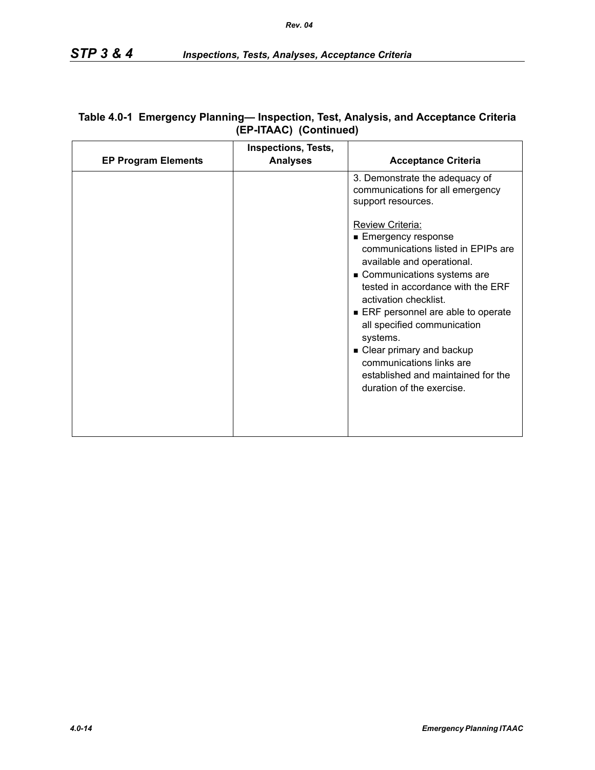**Table 4.0-1 Emergency Planning— Inspection, Test, Analysis, and Acceptance Criteria (EP-ITAAC) (Continued)**

| EP Program Elements | Inspections, Tests, Analyses | Acceptance Criteria |
|---|---|---|
| | | 3. Demonstrate the adequacy of communications for all emergency support resources.<br><br><u>Review Criteria:</u><br>▪ Emergency response communications listed in EPIPs are available and operational.<br>▪ Communications systems are tested in accordance with the ERF activation checklist.<br>▪ ERF personnel are able to operate all specified communication systems.<br>▪ Clear primary and backup communications links are established and maintained for the duration of the exercise. |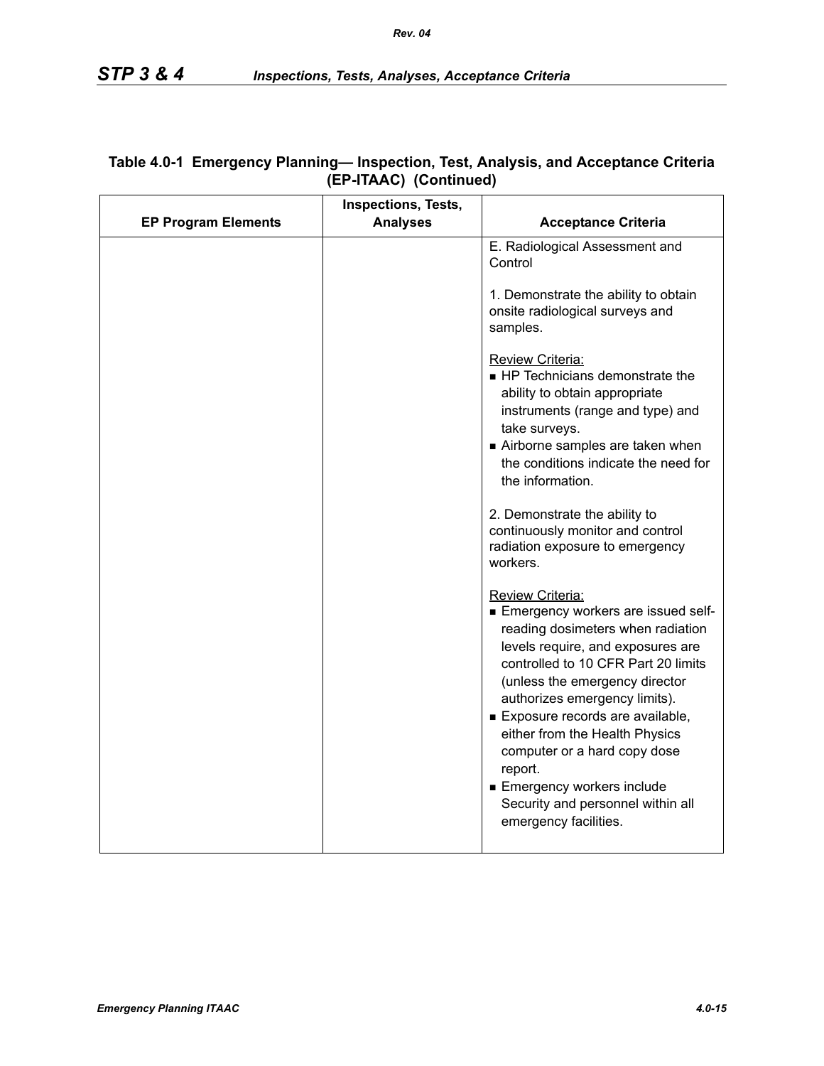**Table 4.0-1 Emergency Planning— Inspection, Test, Analysis, and Acceptance Criteria (EP-ITAAC) (Continued)**

| EP Program Elements | Inspections, Tests, Analyses | Acceptance Criteria |
|---|---|---|
| | | E. Radiological Assessment and Control<br><br>1. Demonstrate the ability to obtain onsite radiological surveys and samples.<br><br>Review Criteria:<br>■ HP Technicians demonstrate the ability to obtain appropriate instruments (range and type) and take surveys.<br>■ Airborne samples are taken when the conditions indicate the need for the information.<br><br>2. Demonstrate the ability to continuously monitor and control radiation exposure to emergency workers.<br><br>Review Criteria:<br>■ Emergency workers are issued self-reading dosimeters when radiation levels require, and exposures are controlled to 10 CFR Part 20 limits (unless the emergency director authorizes emergency limits).<br>■ Exposure records are available, either from the Health Physics computer or a hard copy dose report.<br>■ Emergency workers include Security and personnel within all emergency facilities. |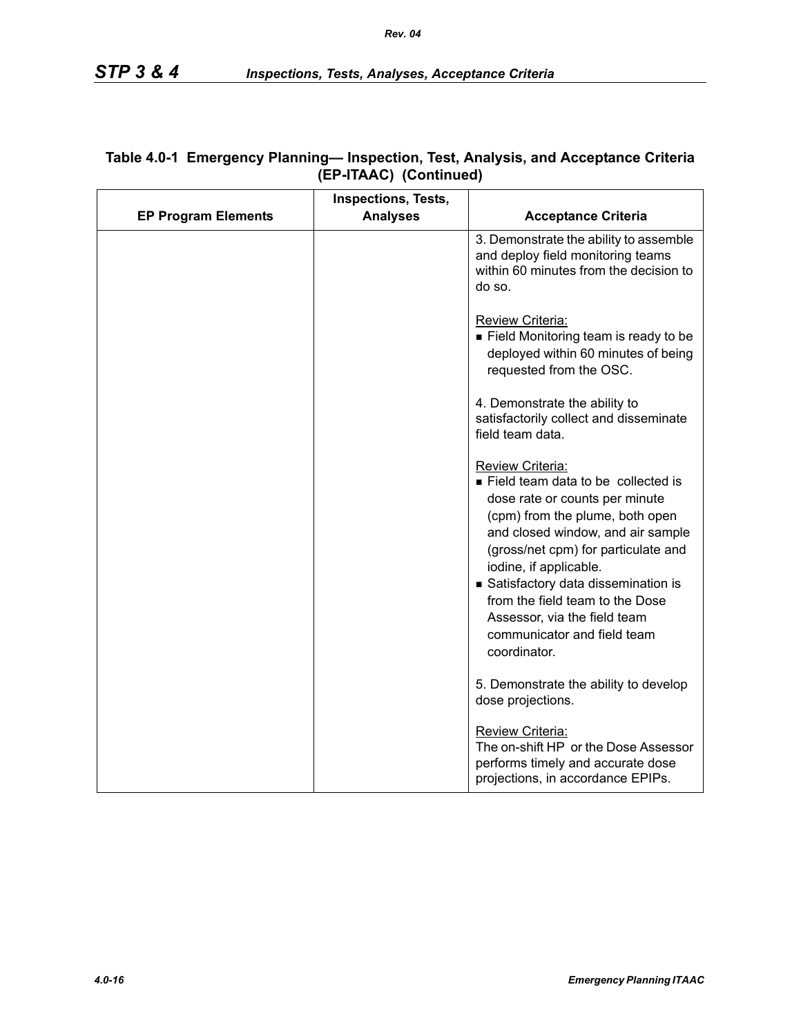**Table 4.0-1 Emergency Planning— Inspection, Test, Analysis, and Acceptance Criteria (EP-ITAAC) (Continued)**

| EP Program Elements | Inspections, Tests, Analyses | Acceptance Criteria |
|---|---|---|
| | | 3. Demonstrate the ability to assemble and deploy field monitoring teams within 60 minutes from the decision to do so.<br><br>Review Criteria:<br>■ Field Monitoring team is ready to be deployed within 60 minutes of being requested from the OSC.<br><br>4. Demonstrate the ability to satisfactorily collect and disseminate field team data.<br><br>Review Criteria:<br>■ Field team data to be collected is dose rate or counts per minute (cpm) from the plume, both open and closed window, and air sample (gross/net cpm) for particulate and iodine, if applicable.<br>■ Satisfactory data dissemination is from the field team to the Dose Assessor, via the field team communicator and field team coordinator.<br><br>5. Demonstrate the ability to develop dose projections.<br><br>Review Criteria:<br>The on-shift HP or the Dose Assessor performs timely and accurate dose projections, in accordance EPIPs. |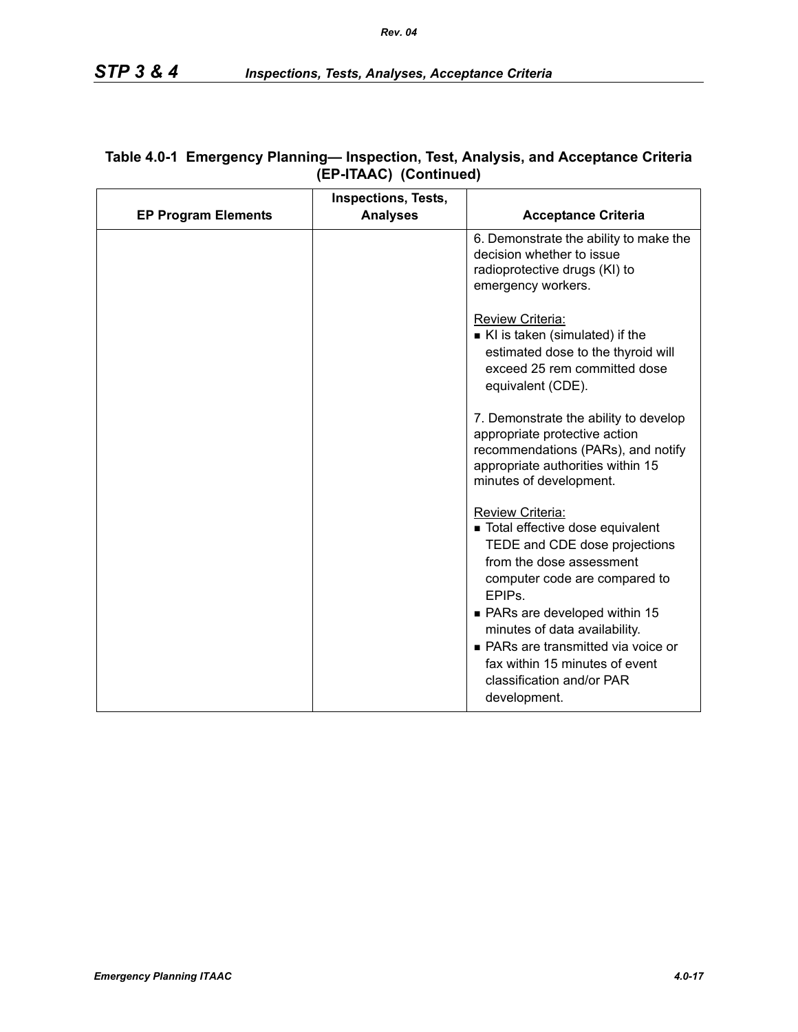**Table 4.0-1 Emergency Planning— Inspection, Test, Analysis, and Acceptance Criteria (EP-ITAAC) (Continued)**

| EP Program Elements | Inspections, Tests, Analyses | Acceptance Criteria |
|---|---|---|
| | | 6. Demonstrate the ability to make the decision whether to issue radioprotective drugs (KI) to emergency workers.<br><br>Review Criteria:<br>■ KI is taken (simulated) if the estimated dose to the thyroid will exceed 25 rem committed dose equivalent (CDE).<br><br>7. Demonstrate the ability to develop appropriate protective action recommendations (PARs), and notify appropriate authorities within 15 minutes of development.<br><br>Review Criteria:<br>■ Total effective dose equivalent TEDE and CDE dose projections from the dose assessment computer code are compared to EPIPs.<br>■ PARs are developed within 15 minutes of data availability.<br>■ PARs are transmitted via voice or fax within 15 minutes of event classification and/or PAR development. |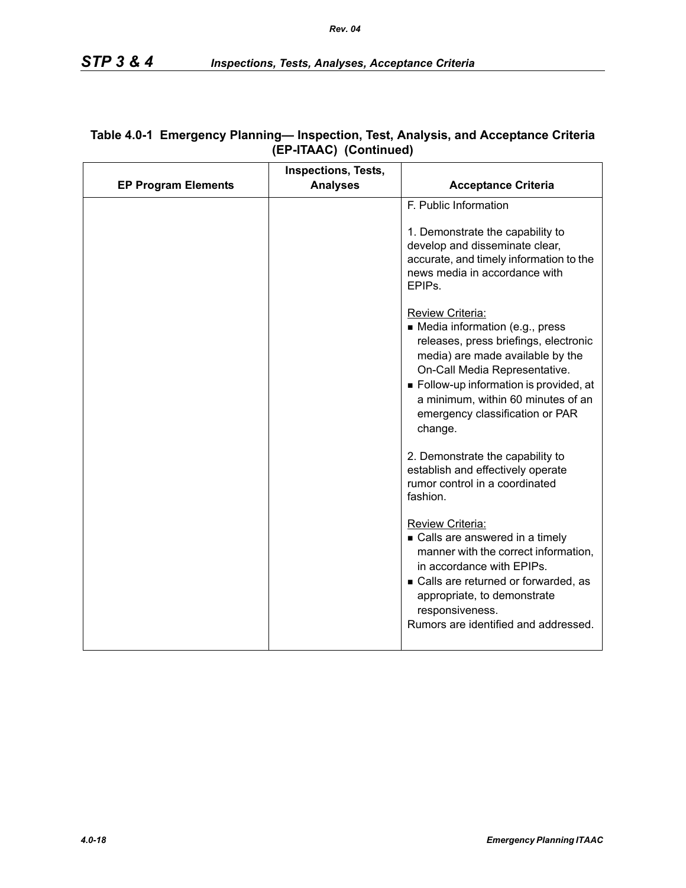Table 4.0-1 Emergency Planning— Inspection, Test, Analysis, and Acceptance Criteria (EP-ITAAC) (Continued)

| EP Program Elements | Inspections, Tests, Analyses | Acceptance Criteria |
|---|---|---|
| | | F. Public Information<br><br>1. Demonstrate the capability to develop and disseminate clear, accurate, and timely information to the news media in accordance with EPIPs.<br><br>Review Criteria:<br>■ Media information (e.g., press releases, press briefings, electronic media) are made available by the On-Call Media Representative.<br>■ Follow-up information is provided, at a minimum, within 60 minutes of an emergency classification or PAR change.<br><br>2. Demonstrate the capability to establish and effectively operate rumor control in a coordinated fashion.<br><br>Review Criteria:<br>■ Calls are answered in a timely manner with the correct information, in accordance with EPIPs.<br>■ Calls are returned or forwarded, as appropriate, to demonstrate responsiveness.<br>Rumors are identified and addressed. |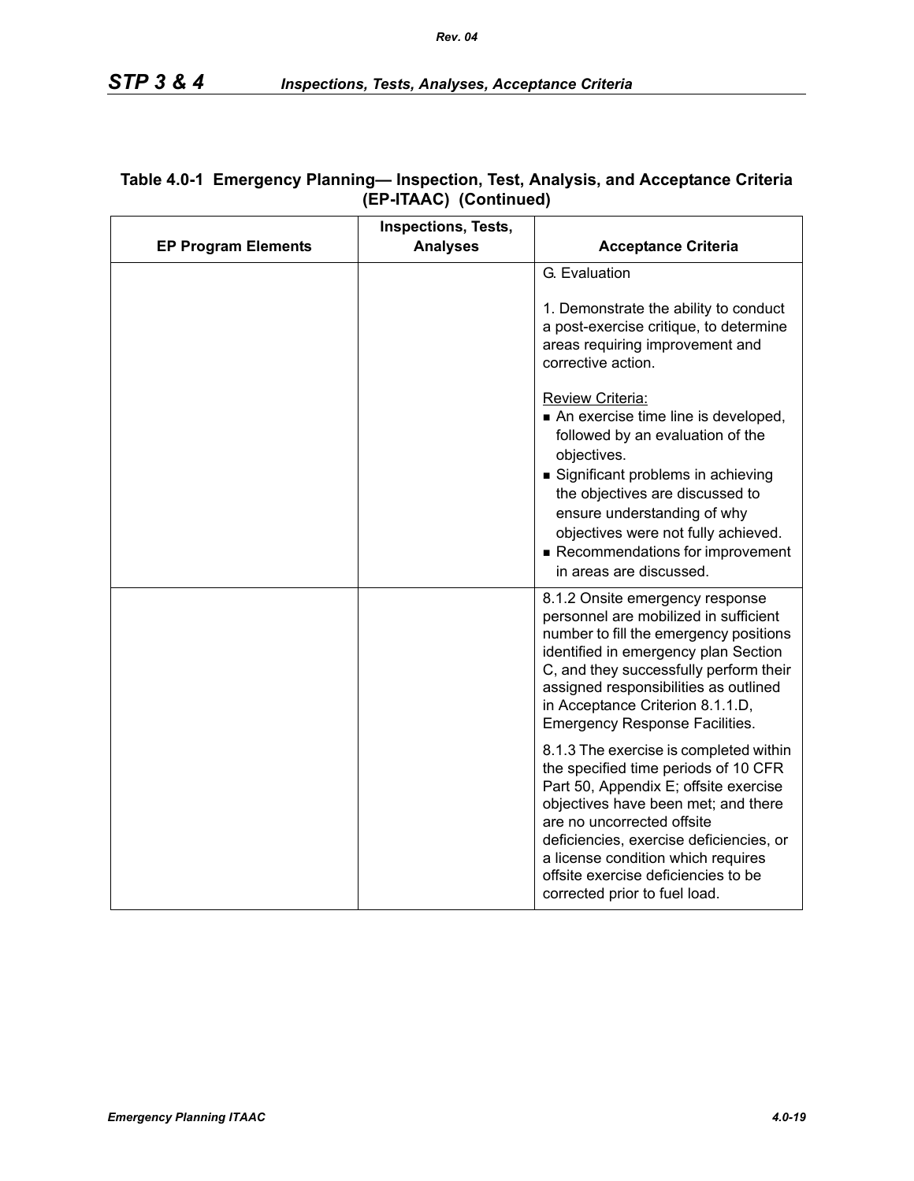**Table 4.0-1 Emergency Planning— Inspection, Test, Analysis, and Acceptance Criteria (EP-ITAAC) (Continued)**

| EP Program Elements | Inspections, Tests, Analyses | Acceptance Criteria |
|---|---|---|
| | | G. Evaluation<br><br>1. Demonstrate the ability to conduct a post-exercise critique, to determine areas requiring improvement and corrective action.<br><br>Review Criteria:<br>■ An exercise time line is developed, followed by an evaluation of the objectives.<br>■ Significant problems in achieving the objectives are discussed to ensure understanding of why objectives were not fully achieved.<br>■ Recommendations for improvement in areas are discussed. |
| | | 8.1.2 Onsite emergency response personnel are mobilized in sufficient number to fill the emergency positions identified in emergency plan Section C, and they successfully perform their assigned responsibilities as outlined in Acceptance Criterion 8.1.1.D, Emergency Response Facilities.<br><br>8.1.3 The exercise is completed within the specified time periods of 10 CFR Part 50, Appendix E; offsite exercise objectives have been met; and there are no uncorrected offsite deficiencies, exercise deficiencies, or a license condition which requires offsite exercise deficiencies to be corrected prior to fuel load. |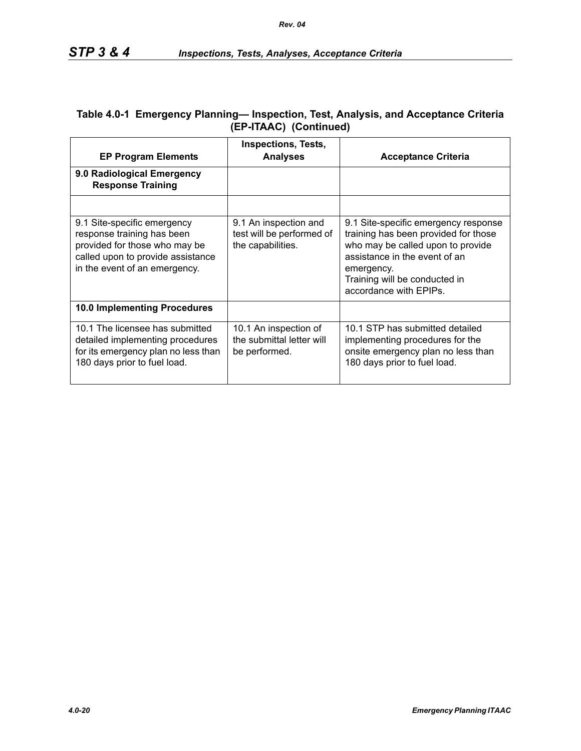**Table 4.0-1 Emergency Planning— Inspection, Test, Analysis, and Acceptance Criteria (EP-ITAAC) (Continued)**

| EP Program Elements | Inspections, Tests, Analyses | Acceptance Criteria |
|---|---|---|
| **9.0 Radiological Emergency Response Training** | | |
| | | |
| 9.1 Site-specific emergency response training has been provided for those who may be called upon to provide assistance in the event of an emergency. | 9.1 An inspection and test will be performed of the capabilities. | 9.1 Site-specific emergency response training has been provided for those who may be called upon to provide assistance in the event of an emergency.<br>Training will be conducted in accordance with EPIPs. |
| **10.0 Implementing Procedures** | | |
| 10.1 The licensee has submitted detailed implementing procedures for its emergency plan no less than 180 days prior to fuel load. | 10.1 An inspection of the submittal letter will be performed. | 10.1 STP has submitted detailed implementing procedures for the onsite emergency plan no less than 180 days prior to fuel load. |